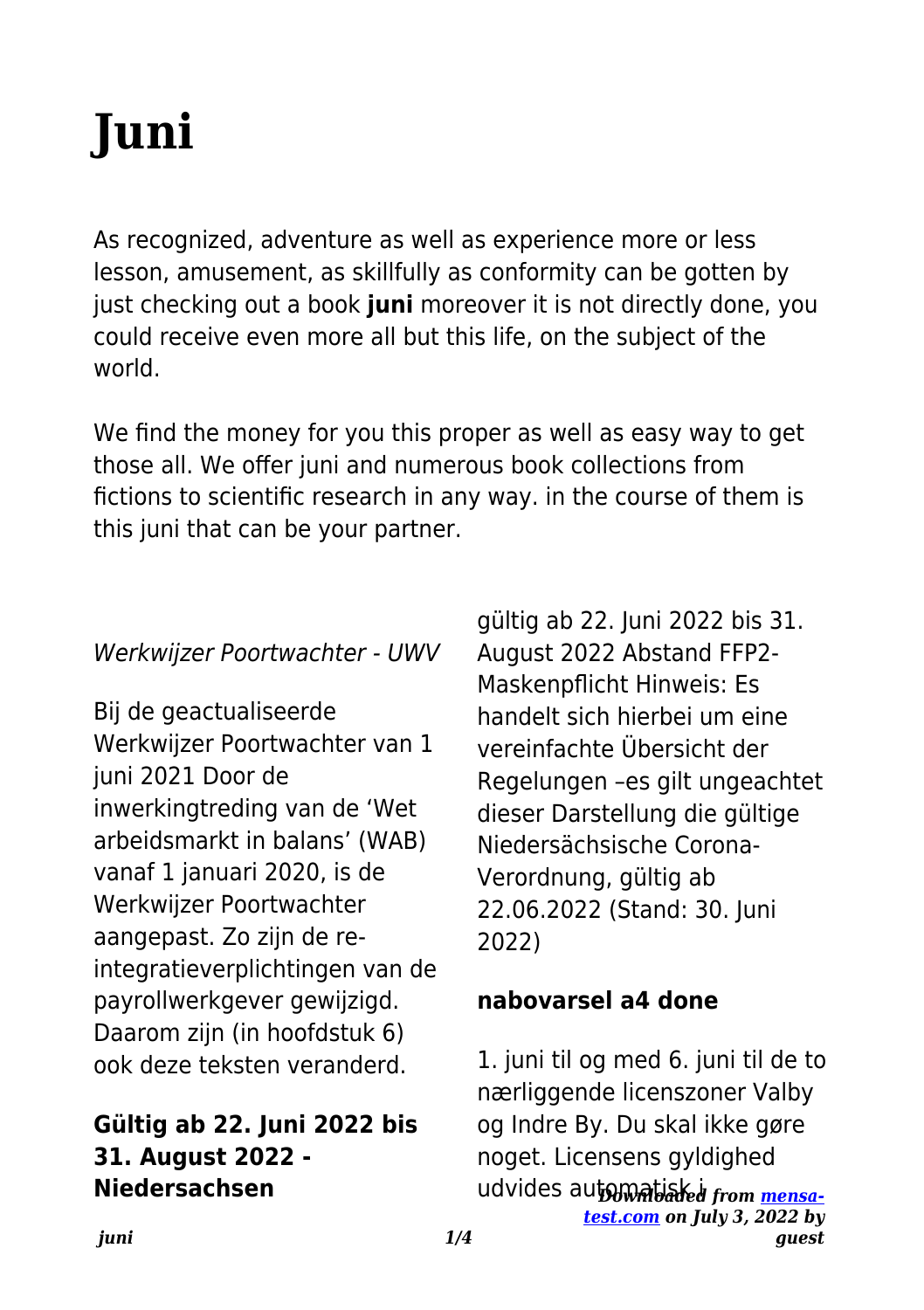# Juni

As recognized, adventure as well as experience more or less lesson, amusement, as skillfully as conformity can be gotten by just checking out a book **juni** moreover it is not directly done, you could receive even more all but this life, on the subject of the world.

We find the money for you this proper as well as easy way to get those all. We offer juni and numerous book collections from fictions to scientific research in any way. in the course of them is this juni that can be your partner.

*Werkwijzer Poortwachter - UWV*

Bij de geactualiseerde Werkwijzer Poortwachter van 1 juni 2021 Door de inwerkingtreding van de 'Wet arbeidsmarkt in balans' (WAB) vanaf 1 januari 2020, is de Werkwijzer Poortwachter aangepast. Zo zijn de re-integratieverplichtingen van de payrollwerkgever gewijzigd. Daarom zijn (in hoofdstuk 6) ook deze teksten veranderd.

**Gültig ab 22. Juni 2022 bis 31. August 2022 - Niedersachsen**

gültig ab 22. Juni 2022 bis 31. August 2022 Abstand FFP2-Maskenpflicht Hinweis: Es handelt sich hierbei um eine vereinfachte Übersicht der Regelungen –es gilt ungeachtet dieser Darstellung die gültige Niedersächsische Corona-Verordnung, gültig ab 22.06.2022 (Stand: 30. Juni 2022)

**nabovarsel a4 done**

1. juni til og med 6. juni til de to nærliggende licenszoner Valby og Indre By. Du skal ikke gøre noget. Licensens gyldighed udvides automatisk i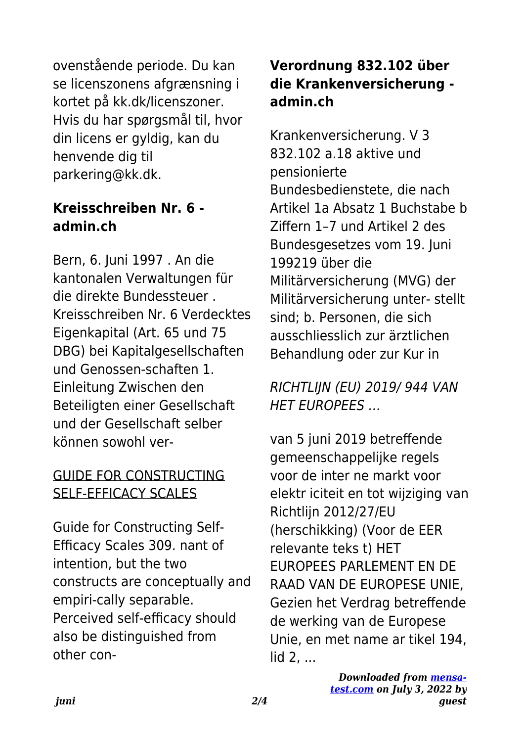ovenstående periode. Du kan se licenszonens afgrænsning i kortet på kk.dk/licenszoner. Hvis du har spørgsmål til, hvor din licens er gyldig, kan du henvende dig til parkering@kk.dk.

## Kreisschreiben Nr. 6 - admin.ch

Bern, 6. Juni 1997 . An die kantonalen Verwaltungen für die direkte Bundessteuer . Kreisschreiben Nr. 6 Verdecktes Eigenkapital (Art. 65 und 75 DBG) bei Kapitalgesellschaften und Genossen-schaften 1. Einleitung Zwischen den Beteiligten einer Gesellschaft und der Gesellschaft selber können sowohl ver-

## GUIDE FOR CONSTRUCTING SELF-EFFICACY SCALES

Guide for Constructing Self-Efficacy Scales 309. nant of intention, but the two constructs are conceptually and empiri-cally separable. Perceived self-efficacy should also be distinguished from other con-

## Verordnung 832.102 über die Krankenversicherung - admin.ch

Krankenversicherung. V 3 832.102 a.18 aktive und pensionierte Bundesbedienstete, die nach Artikel 1a Absatz 1 Buchstabe b Ziffern 1–7 und Artikel 2 des Bundesgesetzes vom 19. Juni 199219 über die Militärversicherung (MVG) der Militärversicherung unter- stellt sind; b. Personen, die sich ausschliesslich zur ärztlichen Behandlung oder zur Kur in

## *RICHTLIJN (EU) 2019/ 944 VAN HET EUROPEES …*

van 5 juni 2019 betreffende gemeenschappelijke regels voor de inter ne markt voor elektr iciteit en tot wijziging van Richtlijn 2012/27/EU (herschikking) (Voor de EER relevante teks t) HET EUROPEES PARLEMENT EN DE RAAD VAN DE EUROPESE UNIE, Gezien het Verdrag betreffende de werking van de Europese Unie, en met name ar tikel 194, lid 2, ...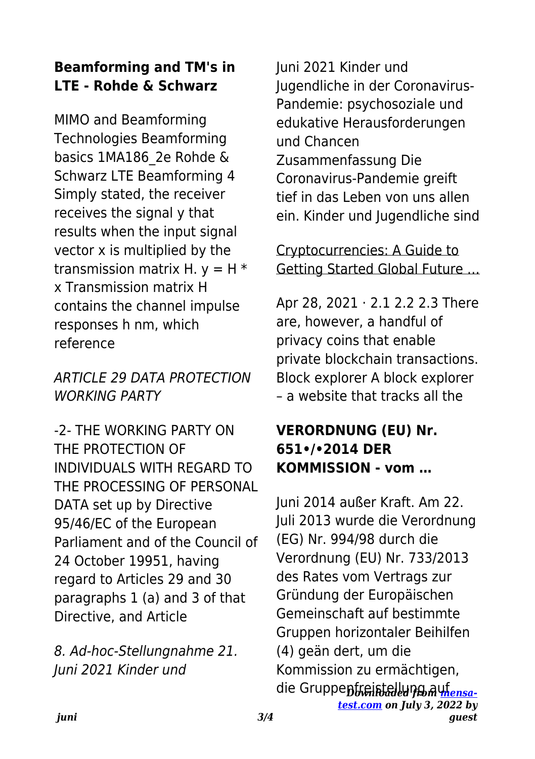### Beamforming and TM's in LTE - Rohde & Schwarz

MIMO and Beamforming Technologies Beamforming basics 1MA186_2e Rohde & Schwarz LTE Beamforming 4 Simply stated, the receiver receives the signal y that results when the input signal vector x is multiplied by the transmission matrix H. $y = H * x$ Transmission matrix H contains the channel impulse responses h nm, which reference

*ARTICLE 29 DATA PROTECTION WORKING PARTY*

-2- THE WORKING PARTY ON THE PROTECTION OF INDIVIDUALS WITH REGARD TO THE PROCESSING OF PERSONAL DATA set up by Directive 95/46/EC of the European Parliament and of the Council of 24 October 19951, having regard to Articles 29 and 30 paragraphs 1 (a) and 3 of that Directive, and Article

*8. Ad-hoc-Stellungnahme 21. Juni 2021 Kinder und*

Juni 2021 Kinder und Jugendliche in der Coronavirus-Pandemie: psychosoziale und edukative Herausforderungen und Chancen Zusammenfassung Die Coronavirus-Pandemie greift tief in das Leben von uns allen ein. Kinder und Jugendliche sind

Cryptocurrencies: A Guide to Getting Started Global Future …

Apr 28, 2021 · 2.1 2.2 2.3 There are, however, a handful of privacy coins that enable private blockchain transactions. Block explorer A block explorer – a website that tracks all the

### VERORDNUNG (EU) Nr. 651•/•2014 DER KOMMISSION - vom …

Juni 2014 außer Kraft. Am 22. Juli 2013 wurde die Verordnung (EG) Nr. 994/98 durch die Verordnung (EU) Nr. 733/2013 des Rates vom Vertrags zur Gründung der Europäischen Gemeinschaft auf bestimmte Gruppen horizontaler Beihilfen (4) geän dert, um die Kommission zu ermächtigen, die Gruppenfreistellung auf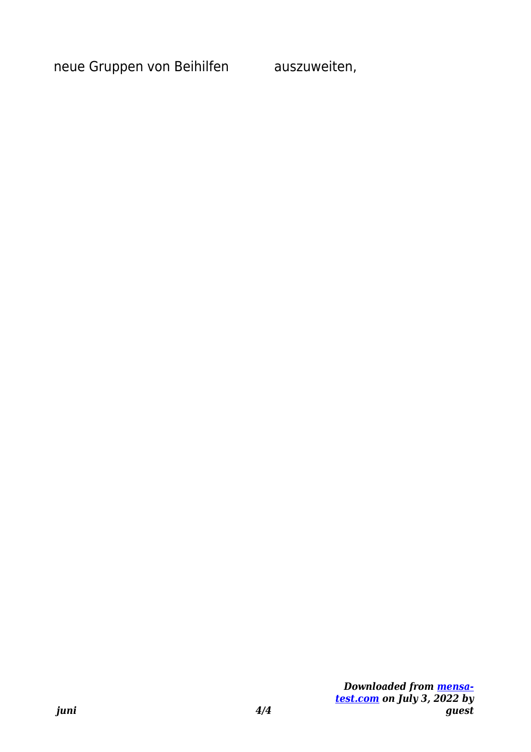neue Gruppen von Beihilfen auszuweiten,